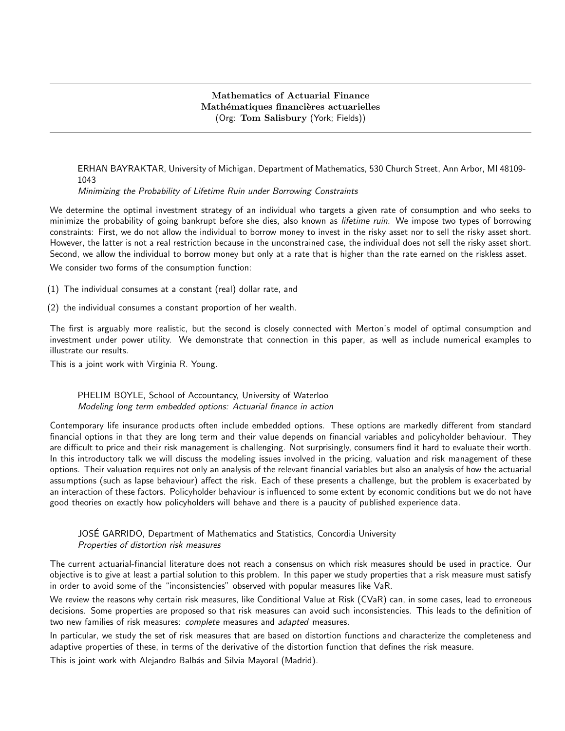# Mathematics of Actuarial Finance
# Mathématiques financières actuarielles
(Org: **Tom Salisbury** (York; Fields))

---

ERHAN BAYRAKTAR, University of Michigan, Department of Mathematics, 530 Church Street, Ann Arbor, MI 48109-1043
*Minimizing the Probability of Lifetime Ruin under Borrowing Constraints*

We determine the optimal investment strategy of an individual who targets a given rate of consumption and who seeks to minimize the probability of going bankrupt before she dies, also known as *lifetime ruin*. We impose two types of borrowing constraints: First, we do not allow the individual to borrow money to invest in the risky asset nor to sell the risky asset short. However, the latter is not a real restriction because in the unconstrained case, the individual does not sell the risky asset short. Second, we allow the individual to borrow money but only at a rate that is higher than the rate earned on the riskless asset.

We consider two forms of the consumption function:

(1) The individual consumes at a constant (real) dollar rate, and

(2) the individual consumes a constant proportion of her wealth.

The first is arguably more realistic, but the second is closely connected with Merton's model of optimal consumption and investment under power utility. We demonstrate that connection in this paper, as well as include numerical examples to illustrate our results.

This is a joint work with Virginia R. Young.

PHELIM BOYLE, School of Accountancy, University of Waterloo
*Modeling long term embedded options: Actuarial finance in action*

Contemporary life insurance products often include embedded options. These options are markedly different from standard financial options in that they are long term and their value depends on financial variables and policyholder behaviour. They are difficult to price and their risk management is challenging. Not surprisingly, consumers find it hard to evaluate their worth. In this introductory talk we will discuss the modeling issues involved in the pricing, valuation and risk management of these options. Their valuation requires not only an analysis of the relevant financial variables but also an analysis of how the actuarial assumptions (such as lapse behaviour) affect the risk. Each of these presents a challenge, but the problem is exacerbated by an interaction of these factors. Policyholder behaviour is influenced to some extent by economic conditions but we do not have good theories on exactly how policyholders will behave and there is a paucity of published experience data.

JOSÉ GARRIDO, Department of Mathematics and Statistics, Concordia University
*Properties of distortion risk measures*

The current actuarial-financial literature does not reach a consensus on which risk measures should be used in practice. Our objective is to give at least a partial solution to this problem. In this paper we study properties that a risk measure must satisfy in order to avoid some of the "inconsistencies" observed with popular measures like VaR.

We review the reasons why certain risk measures, like Conditional Value at Risk (CVaR) can, in some cases, lead to erroneous decisions. Some properties are proposed so that risk measures can avoid such inconsistencies. This leads to the definition of two new families of risk measures: *complete* measures and *adapted* measures.

In particular, we study the set of risk measures that are based on distortion functions and characterize the completeness and adaptive properties of these, in terms of the derivative of the distortion function that defines the risk measure.

This is joint work with Alejandro Balbás and Silvia Mayoral (Madrid).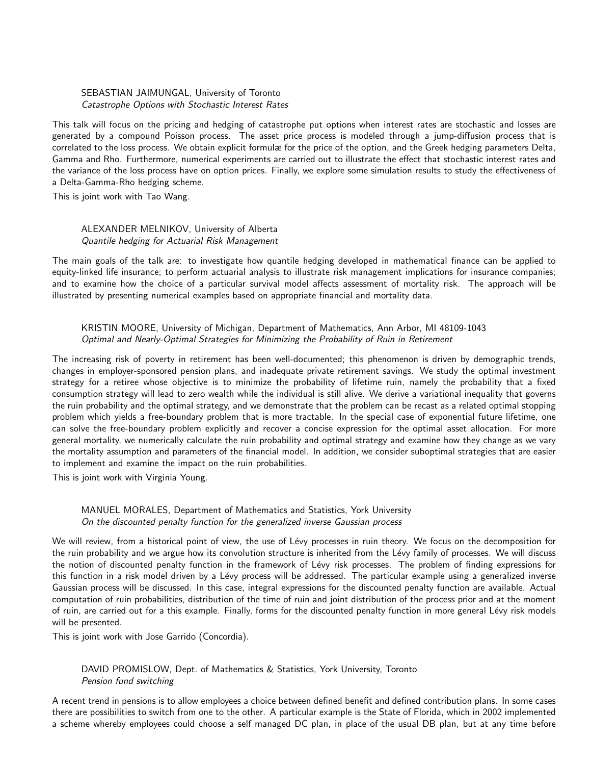SEBASTIAN JAIMUNGAL, University of Toronto
*Catastrophe Options with Stochastic Interest Rates*

This talk will focus on the pricing and hedging of catastrophe put options when interest rates are stochastic and losses are generated by a compound Poisson process. The asset price process is modeled through a jump-diffusion process that is correlated to the loss process. We obtain explicit formulæ for the price of the option, and the Greek hedging parameters Delta, Gamma and Rho. Furthermore, numerical experiments are carried out to illustrate the effect that stochastic interest rates and the variance of the loss process have on option prices. Finally, we explore some simulation results to study the effectiveness of a Delta-Gamma-Rho hedging scheme.

This is joint work with Tao Wang.

ALEXANDER MELNIKOV, University of Alberta
*Quantile hedging for Actuarial Risk Management*

The main goals of the talk are: to investigate how quantile hedging developed in mathematical finance can be applied to equity-linked life insurance; to perform actuarial analysis to illustrate risk management implications for insurance companies; and to examine how the choice of a particular survival model affects assessment of mortality risk. The approach will be illustrated by presenting numerical examples based on appropriate financial and mortality data.

KRISTIN MOORE, University of Michigan, Department of Mathematics, Ann Arbor, MI 48109-1043
*Optimal and Nearly-Optimal Strategies for Minimizing the Probability of Ruin in Retirement*

The increasing risk of poverty in retirement has been well-documented; this phenomenon is driven by demographic trends, changes in employer-sponsored pension plans, and inadequate private retirement savings. We study the optimal investment strategy for a retiree whose objective is to minimize the probability of lifetime ruin, namely the probability that a fixed consumption strategy will lead to zero wealth while the individual is still alive. We derive a variational inequality that governs the ruin probability and the optimal strategy, and we demonstrate that the problem can be recast as a related optimal stopping problem which yields a free-boundary problem that is more tractable. In the special case of exponential future lifetime, one can solve the free-boundary problem explicitly and recover a concise expression for the optimal asset allocation. For more general mortality, we numerically calculate the ruin probability and optimal strategy and examine how they change as we vary the mortality assumption and parameters of the financial model. In addition, we consider suboptimal strategies that are easier to implement and examine the impact on the ruin probabilities.

This is joint work with Virginia Young.

MANUEL MORALES, Department of Mathematics and Statistics, York University
*On the discounted penalty function for the generalized inverse Gaussian process*

We will review, from a historical point of view, the use of Lévy processes in ruin theory. We focus on the decomposition for the ruin probability and we argue how its convolution structure is inherited from the Lévy family of processes. We will discuss the notion of discounted penalty function in the framework of Lévy risk processes. The problem of finding expressions for this function in a risk model driven by a Lévy process will be addressed. The particular example using a generalized inverse Gaussian process will be discussed. In this case, integral expressions for the discounted penalty function are available. Actual computation of ruin probabilities, distribution of the time of ruin and joint distribution of the process prior and at the moment of ruin, are carried out for a this example. Finally, forms for the discounted penalty function in more general Lévy risk models will be presented.

This is joint work with Jose Garrido (Concordia).

DAVID PROMISLOW, Dept. of Mathematics & Statistics, York University, Toronto
*Pension fund switching*

A recent trend in pensions is to allow employees a choice between defined benefit and defined contribution plans. In some cases there are possibilities to switch from one to the other. A particular example is the State of Florida, which in 2002 implemented a scheme whereby employees could choose a self managed DC plan, in place of the usual DB plan, but at any time before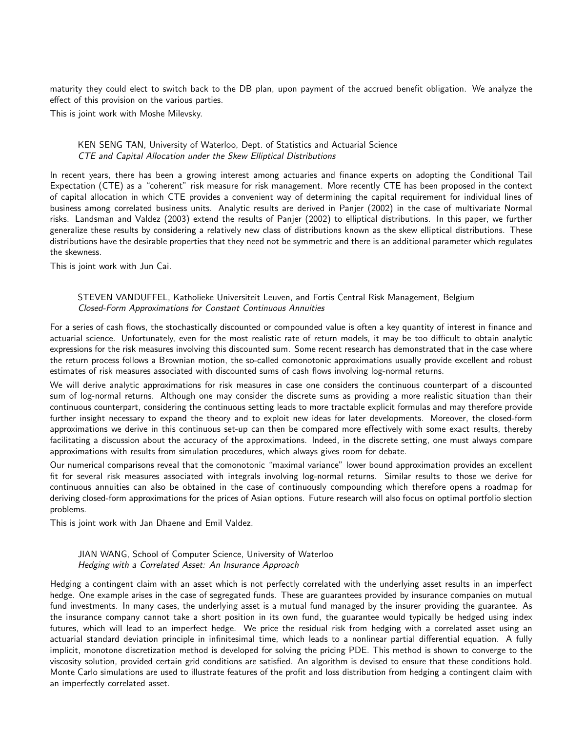maturity they could elect to switch back to the DB plan, upon payment of the accrued benefit obligation. We analyze the effect of this provision on the various parties.

This is joint work with Moshe Milevsky.

KEN SENG TAN, University of Waterloo, Dept. of Statistics and Actuarial Science
*CTE and Capital Allocation under the Skew Elliptical Distributions*

In recent years, there has been a growing interest among actuaries and finance experts on adopting the Conditional Tail Expectation (CTE) as a "coherent" risk measure for risk management. More recently CTE has been proposed in the context of capital allocation in which CTE provides a convenient way of determining the capital requirement for individual lines of business among correlated business units. Analytic results are derived in Panjer (2002) in the case of multivariate Normal risks. Landsman and Valdez (2003) extend the results of Panjer (2002) to elliptical distributions. In this paper, we further generalize these results by considering a relatively new class of distributions known as the skew elliptical distributions. These distributions have the desirable properties that they need not be symmetric and there is an additional parameter which regulates the skewness.

This is joint work with Jun Cai.

STEVEN VANDUFFEL, Katholieke Universiteit Leuven, and Fortis Central Risk Management, Belgium
*Closed-Form Approximations for Constant Continuous Annuities*

For a series of cash flows, the stochastically discounted or compounded value is often a key quantity of interest in finance and actuarial science. Unfortunately, even for the most realistic rate of return models, it may be too difficult to obtain analytic expressions for the risk measures involving this discounted sum. Some recent research has demonstrated that in the case where the return process follows a Brownian motion, the so-called comonotonic approximations usually provide excellent and robust estimates of risk measures associated with discounted sums of cash flows involving log-normal returns.

We will derive analytic approximations for risk measures in case one considers the continuous counterpart of a discounted sum of log-normal returns. Although one may consider the discrete sums as providing a more realistic situation than their continuous counterpart, considering the continuous setting leads to more tractable explicit formulas and may therefore provide further insight necessary to expand the theory and to exploit new ideas for later developments. Moreover, the closed-form approximations we derive in this continuous set-up can then be compared more effectively with some exact results, thereby facilitating a discussion about the accuracy of the approximations. Indeed, in the discrete setting, one must always compare approximations with results from simulation procedures, which always gives room for debate.

Our numerical comparisons reveal that the comonotonic "maximal variance" lower bound approximation provides an excellent fit for several risk measures associated with integrals involving log-normal returns. Similar results to those we derive for continuous annuities can also be obtained in the case of continuously compounding which therefore opens a roadmap for deriving closed-form approximations for the prices of Asian options. Future research will also focus on optimal portfolio slection problems.

This is joint work with Jan Dhaene and Emil Valdez.

JIAN WANG, School of Computer Science, University of Waterloo
*Hedging with a Correlated Asset: An Insurance Approach*

Hedging a contingent claim with an asset which is not perfectly correlated with the underlying asset results in an imperfect hedge. One example arises in the case of segregated funds. These are guarantees provided by insurance companies on mutual fund investments. In many cases, the underlying asset is a mutual fund managed by the insurer providing the guarantee. As the insurance company cannot take a short position in its own fund, the guarantee would typically be hedged using index futures, which will lead to an imperfect hedge. We price the residual risk from hedging with a correlated asset using an actuarial standard deviation principle in infinitesimal time, which leads to a nonlinear partial differential equation. A fully implicit, monotone discretization method is developed for solving the pricing PDE. This method is shown to converge to the viscosity solution, provided certain grid conditions are satisfied. An algorithm is devised to ensure that these conditions hold. Monte Carlo simulations are used to illustrate features of the profit and loss distribution from hedging a contingent claim with an imperfectly correlated asset.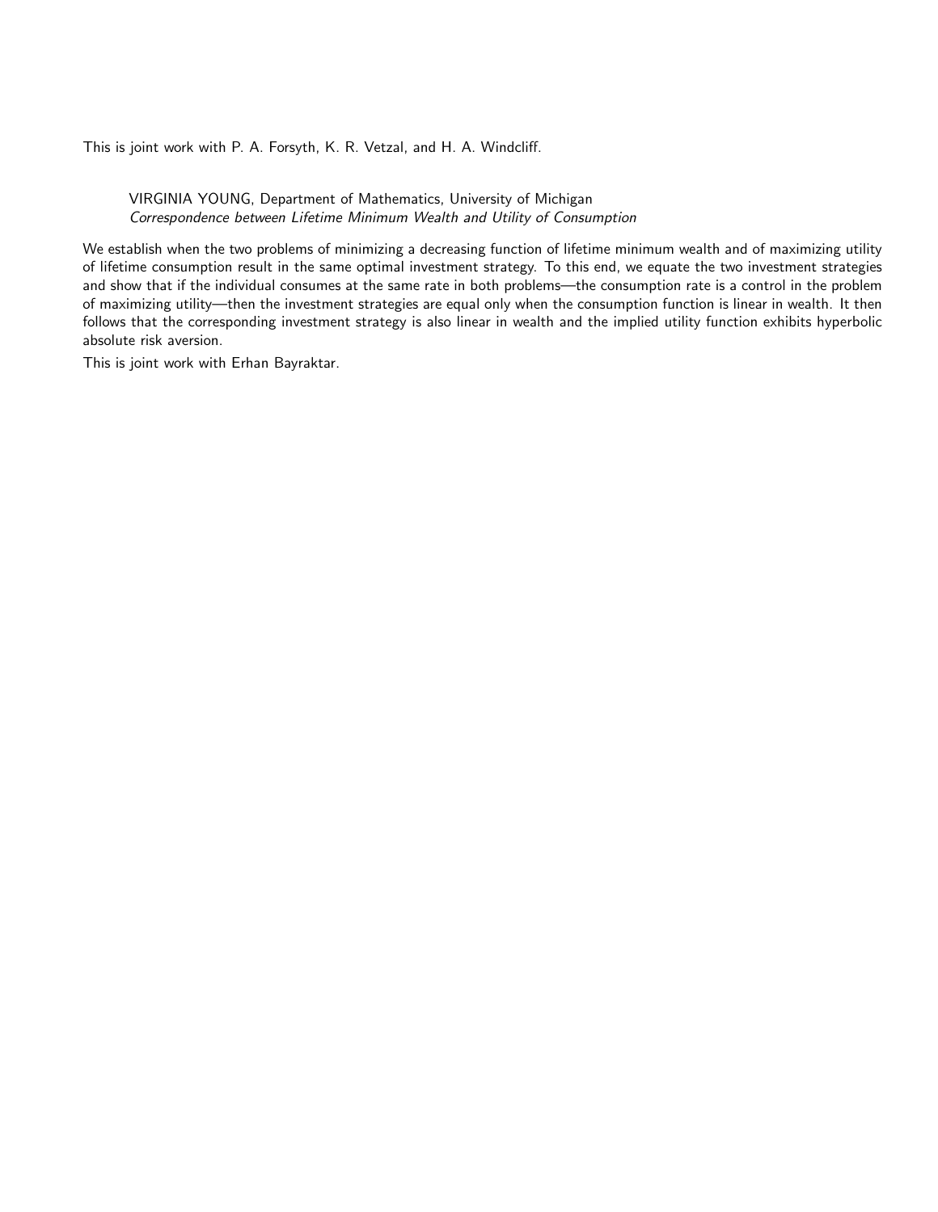This is joint work with P. A. Forsyth, K. R. Vetzal, and H. A. Windcliff.

VIRGINIA YOUNG, Department of Mathematics, University of Michigan
*Correspondence between Lifetime Minimum Wealth and Utility of Consumption*

We establish when the two problems of minimizing a decreasing function of lifetime minimum wealth and of maximizing utility of lifetime consumption result in the same optimal investment strategy. To this end, we equate the two investment strategies and show that if the individual consumes at the same rate in both problems—the consumption rate is a control in the problem of maximizing utility—then the investment strategies are equal only when the consumption function is linear in wealth. It then follows that the corresponding investment strategy is also linear in wealth and the implied utility function exhibits hyperbolic absolute risk aversion.

This is joint work with Erhan Bayraktar.